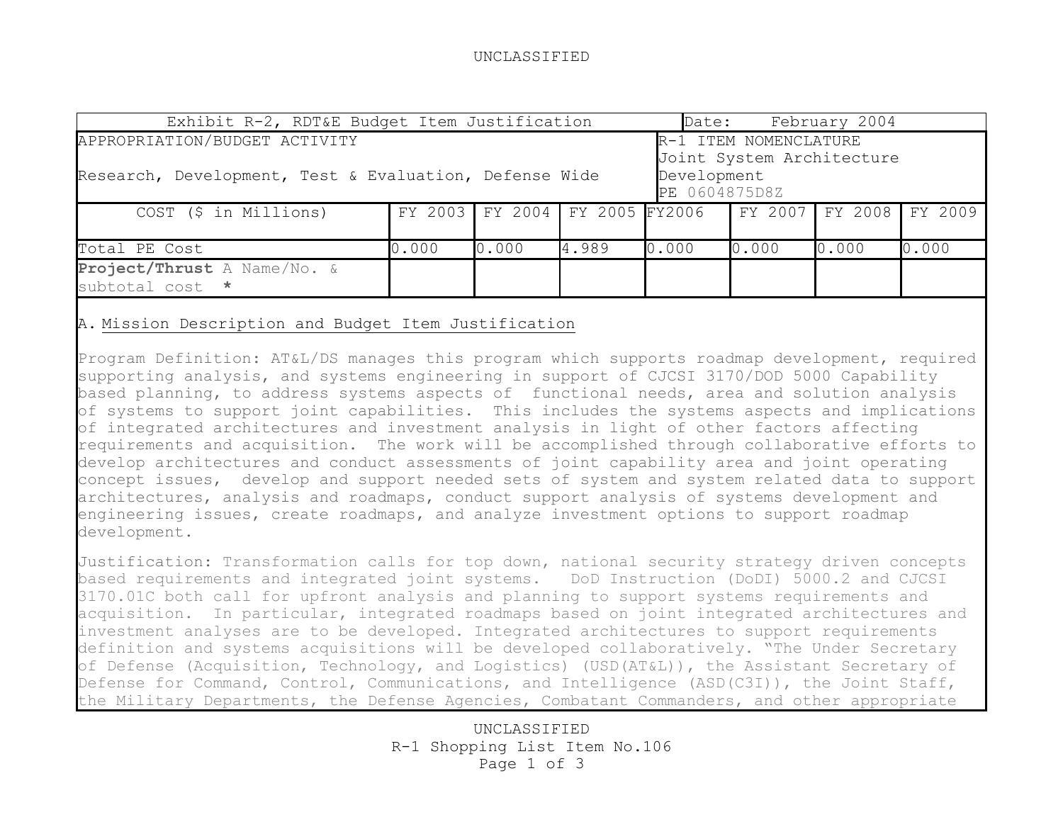| Exhibit R-2, RDT&E Budget Item Justification | | | | | Date: February 2004 | | |
|---|---|---|---|---|---|---|---|
| APPROPRIATION/BUDGET ACTIVITY<br><br>Research, Development, Test & Evaluation, Defense Wide | | | | | R-1 ITEM NOMENCLATURE<br>Joint System Architecture Development<br>PE 0604875D8Z | | |
| COST ($ in Millions) | FY 2003 | FY 2004 | FY 2005 | FY2006 | FY 2007 | FY 2008 | FY 2009 |
| Total PE Cost | 0.000 | 0.000 | 4.989 | 0.000 | 0.000 | 0.000 | 0.000 |
| **Project/Thrust** A Name/No. & subtotal cost * | | | | | | | |

A. Mission Description and Budget Item Justification

Program Definition: AT&L/DS manages this program which supports roadmap development, required supporting analysis, and systems engineering in support of CJCSI 3170/DOD 5000 Capability based planning, to address systems aspects of functional needs, area and solution analysis of systems to support joint capabilities. This includes the systems aspects and implications of integrated architectures and investment analysis in light of other factors affecting requirements and acquisition. The work will be accomplished through collaborative efforts to develop architectures and conduct assessments of joint capability area and joint operating concept issues, develop and support needed sets of system and system related data to support architectures, analysis and roadmaps, conduct support analysis of systems development and engineering issues, create roadmaps, and analyze investment options to support roadmap development.

Justification: Transformation calls for top down, national security strategy driven concepts based requirements and integrated joint systems. DoD Instruction (DoDI) 5000.2 and CJCSI 3170.01C both call for upfront analysis and planning to support systems requirements and acquisition. In particular, integrated roadmaps based on joint integrated architectures and investment analyses are to be developed. Integrated architectures to support requirements definition and systems acquisitions will be developed collaboratively. "The Under Secretary of Defense (Acquisition, Technology, and Logistics) (USD(AT&L)), the Assistant Secretary of Defense for Command, Control, Communications, and Intelligence (ASD(C3I)), the Joint Staff, the Military Departments, the Defense Agencies, Combatant Commanders, and other appropriate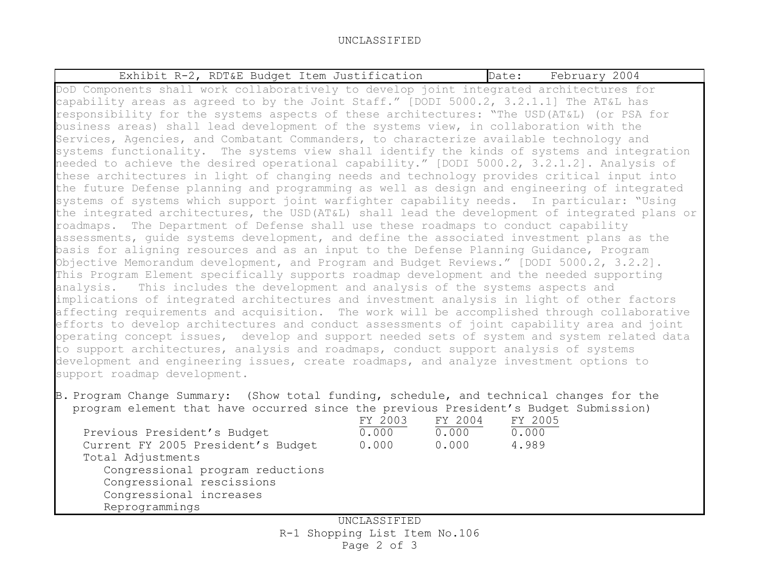| Exhibit R-2, RDT&E Budget Item Justification | Date: February 2004 |
| --- | --- |

DoD Components shall work collaboratively to develop joint integrated architectures for capability areas as agreed to by the Joint Staff." [DODI 5000.2, 3.2.1.1] The AT&L has responsibility for the systems aspects of these architectures: "The USD(AT&L) (or PSA for business areas) shall lead development of the systems view, in collaboration with the Services, Agencies, and Combatant Commanders, to characterize available technology and systems functionality. The systems view shall identify the kinds of systems and integration needed to achieve the desired operational capability." [DODI 5000.2, 3.2.1.2]. Analysis of these architectures in light of changing needs and technology provides critical input into the future Defense planning and programming as well as design and engineering of integrated systems of systems which support joint warfighter capability needs. In particular: "Using the integrated architectures, the USD(AT&L) shall lead the development of integrated plans or roadmaps. The Department of Defense shall use these roadmaps to conduct capability assessments, guide systems development, and define the associated investment plans as the basis for aligning resources and as an input to the Defense Planning Guidance, Program Objective Memorandum development, and Program and Budget Reviews." [DODI 5000.2, 3.2.2]. This Program Element specifically supports roadmap development and the needed supporting analysis. This includes the development and analysis of the systems aspects and implications of integrated architectures and investment analysis in light of other factors affecting requirements and acquisition. The work will be accomplished through collaborative efforts to develop architectures and conduct assessments of joint capability area and joint operating concept issues, develop and support needed sets of system and system related data to support architectures, analysis and roadmaps, conduct support analysis of systems development and engineering issues, create roadmaps, and analyze investment options to support roadmap development.

B. Program Change Summary: (Show total funding, schedule, and technical changes for the program element that have occurred since the previous President's Budget Submission)

| | FY 2003 | FY 2004 | FY 2005 |
| --- | --- | --- | --- |
| Previous President's Budget | 0.000 | 0.000 | 0.000 |
| Current FY 2005 President's Budget | 0.000 | 0.000 | 4.989 |
| Total Adjustments | | | |
| Congressional program reductions | | | |
| Congressional rescissions | | | |
| Congressional increases | | | |
| Reprogrammings | | | |

R-1 Shopping List Item No.106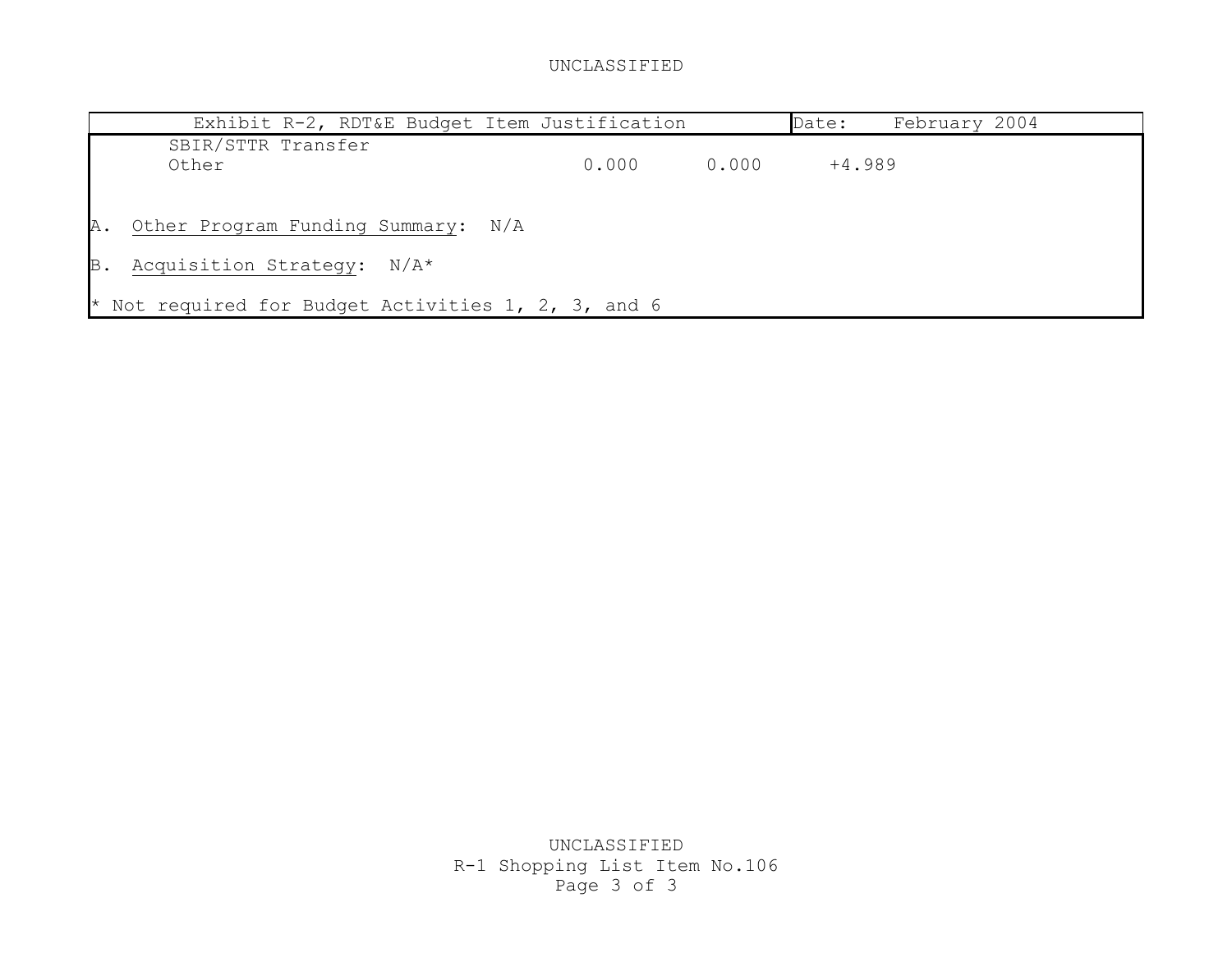Exhibit R-2, RDT&E Budget Item Justification | Date: February 2004

| | | | |
|---|---|---|---|
| SBIR/STTR Transfer | | | |
| Other | 0.000 | 0.000 | +4.989 |

A. Other Program Funding Summary: N/A

B. Acquisition Strategy: N/A*

* Not required for Budget Activities 1, 2, 3, and 6

R-1 Shopping List Item No.106